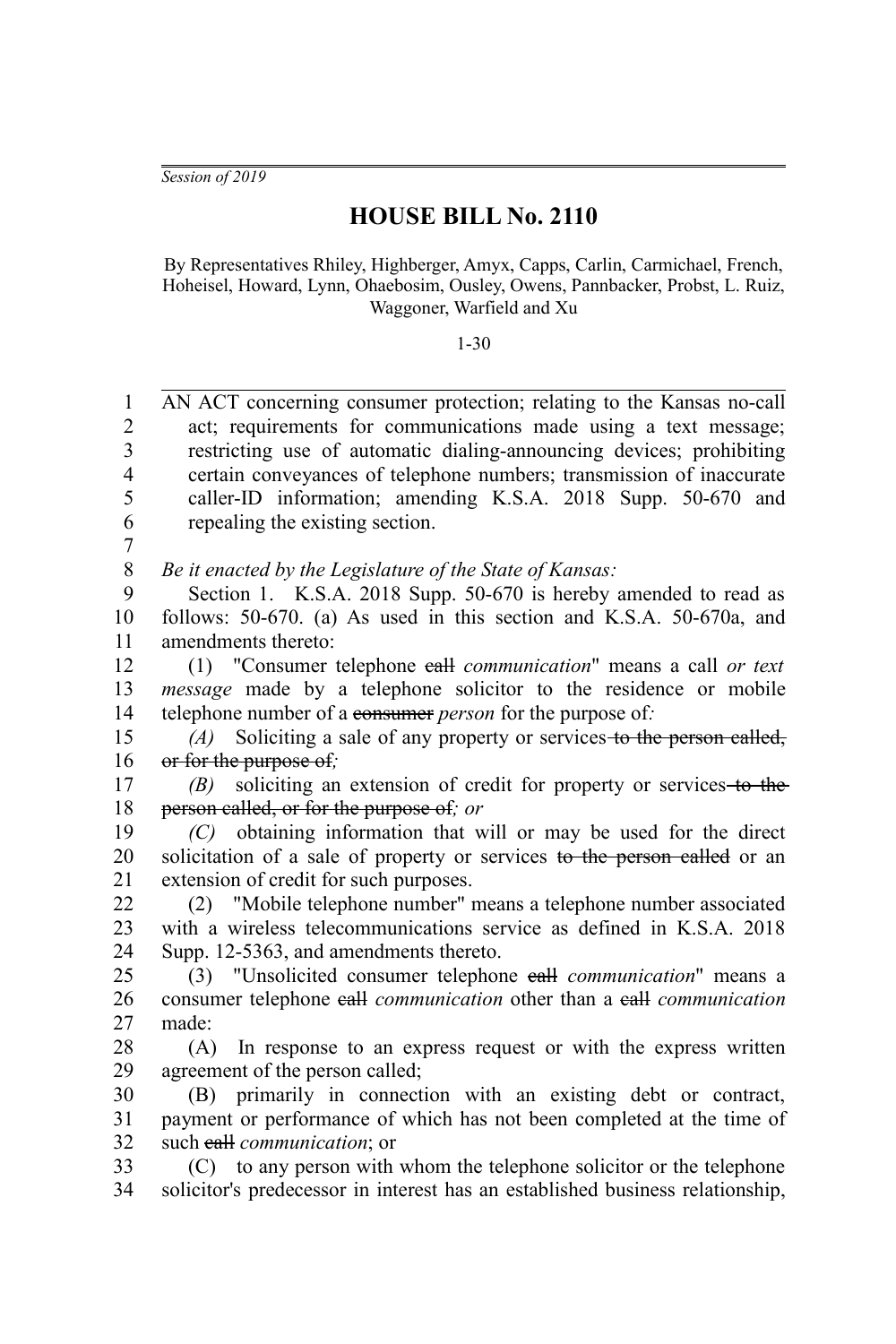*Session of 2019*

# HOUSE BILL No. 2110

By Representatives Rhiley, Highberger, Amyx, Capps, Carlin, Carmichael, French, Hoheisel, Howard, Lynn, Ohaebosim, Ousley, Owens, Pannbacker, Probst, L. Ruiz, Waggoner, Warfield and Xu

1-30

AN ACT concerning consumer protection; relating to the Kansas no-call act; requirements for communications made using a text message; restricting use of automatic dialing-announcing devices; prohibiting certain conveyances of telephone numbers; transmission of inaccurate caller-ID information; amending K.S.A. 2018 Supp. 50-670 and repealing the existing section.

*Be it enacted by the Legislature of the State of Kansas:*

Section 1. K.S.A. 2018 Supp. 50-670 is hereby amended to read as follows: 50-670. (a) As used in this section and K.S.A. 50-670a, and amendments thereto:

(1) "Consumer telephone ~~call~~ *communication*" means a call *or text message* made by a telephone solicitor to the residence or mobile telephone number of a ~~consumer~~ *person* for the purpose of*:*

*(A)* Soliciting a sale of any property or services ~~to the person called, or for the purpose of~~*;*

*(B)* soliciting an extension of credit for property or services ~~to the person called, or for the purpose of~~*; or*

*(C)* obtaining information that will or may be used for the direct solicitation of a sale of property or services ~~to the person called~~ or an extension of credit for such purposes.

(2) "Mobile telephone number" means a telephone number associated with a wireless telecommunications service as defined in K.S.A. 2018 Supp. 12-5363, and amendments thereto.

(3) "Unsolicited consumer telephone ~~call~~ *communication*" means a consumer telephone ~~call~~ *communication* other than a ~~call~~ *communication* made:

(A) In response to an express request or with the express written agreement of the person called;

(B) primarily in connection with an existing debt or contract, payment or performance of which has not been completed at the time of such ~~call~~ *communication*; or

(C) to any person with whom the telephone solicitor or the telephone solicitor's predecessor in interest has an established business relationship,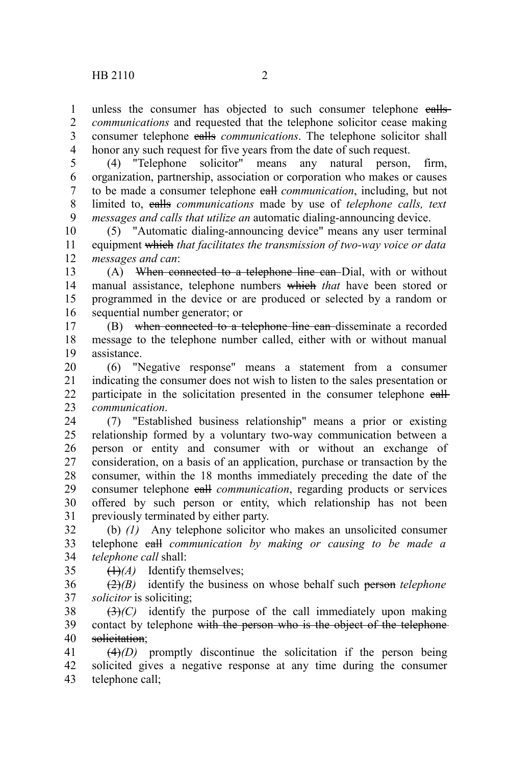unless the consumer has objected to such consumer telephone ~~calls~~ *communications* and requested that the telephone solicitor cease making consumer telephone ~~calls~~ *communications*. The telephone solicitor shall honor any such request for five years from the date of such request.

(4) "Telephone solicitor" means any natural person, firm, organization, partnership, association or corporation who makes or causes to be made a consumer telephone ~~call~~ *communication*, including, but not limited to, ~~calls~~ *communications* made by use of *telephone calls, text messages and calls that utilize an* automatic dialing-announcing device.

(5) "Automatic dialing-announcing device" means any user terminal equipment ~~which~~ *that facilitates the transmission of two-way voice or data messages and can*:

(A) ~~When connected to a telephone line can~~ Dial, with or without manual assistance, telephone numbers ~~which~~ *that* have been stored or programmed in the device or are produced or selected by a random or sequential number generator; or

(B) ~~when connected to a telephone line can~~ disseminate a recorded message to the telephone number called, either with or without manual assistance.

(6) "Negative response" means a statement from a consumer indicating the consumer does not wish to listen to the sales presentation or participate in the solicitation presented in the consumer telephone ~~call~~ *communication*.

(7) "Established business relationship" means a prior or existing relationship formed by a voluntary two-way communication between a person or entity and consumer with or without an exchange of consideration, on a basis of an application, purchase or transaction by the consumer, within the 18 months immediately preceding the date of the consumer telephone ~~call~~ *communication*, regarding products or services offered by such person or entity, which relationship has not been previously terminated by either party.

(b) *(1)* Any telephone solicitor who makes an unsolicited consumer telephone ~~call~~ *communication by making or causing to be made a telephone call* shall:

~~(1)~~*(A)* Identify themselves;

~~(2)~~*(B)* identify the business on whose behalf such ~~person~~ *telephone solicitor* is soliciting;

~~(3)~~*(C)* identify the purpose of the call immediately upon making contact by telephone ~~with the person who is the object of the telephone solicitation~~;

~~(4)~~*(D)* promptly discontinue the solicitation if the person being solicited gives a negative response at any time during the consumer telephone call;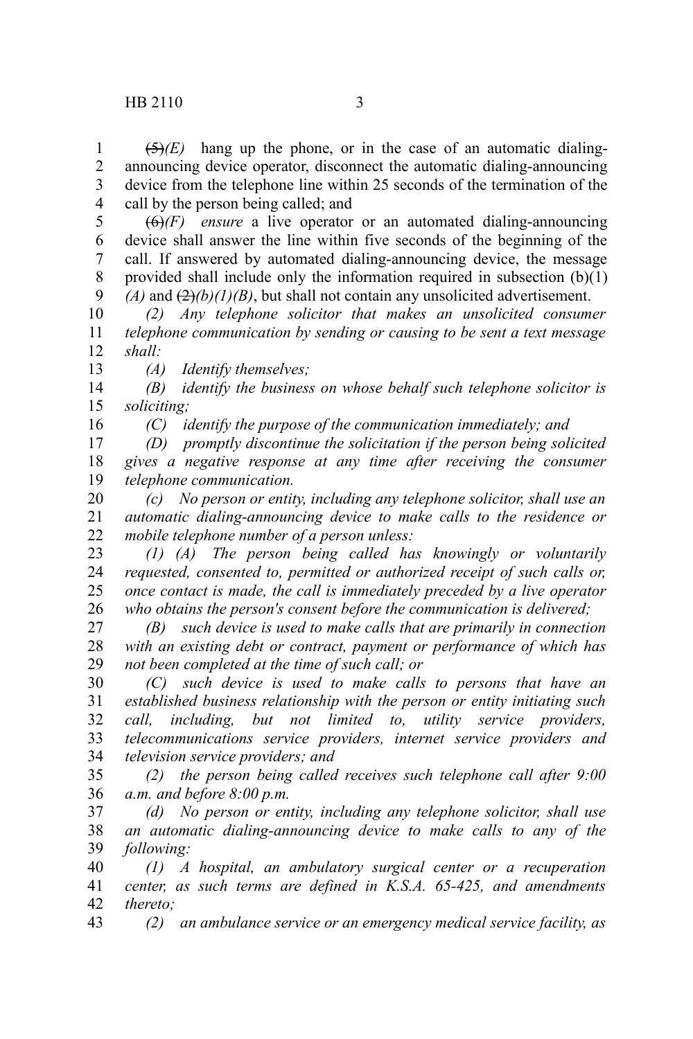~~(5)~~*(E)* hang up the phone, or in the case of an automatic dialing-announcing device operator, disconnect the automatic dialing-announcing device from the telephone line within 25 seconds of the termination of the call by the person being called; and

~~(6)~~*(F)* *ensure* a live operator or an automated dialing-announcing device shall answer the line within five seconds of the beginning of the call. If answered by automated dialing-announcing device, the message provided shall include only the information required in subsection (b)(1)*(A)* and ~~(2)~~*(b)(1)(B)*, but shall not contain any unsolicited advertisement.

*(2) Any telephone solicitor that makes an unsolicited consumer telephone communication by sending or causing to be sent a text message shall:*

*(A) Identify themselves;*

*(B) identify the business on whose behalf such telephone solicitor is soliciting;*

*(C) identify the purpose of the communication immediately; and*

*(D) promptly discontinue the solicitation if the person being solicited gives a negative response at any time after receiving the consumer telephone communication.*

*(c) No person or entity, including any telephone solicitor, shall use an automatic dialing-announcing device to make calls to the residence or mobile telephone number of a person unless:*

*(1) (A) The person being called has knowingly or voluntarily requested, consented to, permitted or authorized receipt of such calls or, once contact is made, the call is immediately preceded by a live operator who obtains the person's consent before the communication is delivered;*

*(B) such device is used to make calls that are primarily in connection with an existing debt or contract, payment or performance of which has not been completed at the time of such call; or*

*(C) such device is used to make calls to persons that have an established business relationship with the person or entity initiating such call, including, but not limited to, utility service providers, telecommunications service providers, internet service providers and television service providers; and*

*(2) the person being called receives such telephone call after 9:00 a.m. and before 8:00 p.m.*

*(d) No person or entity, including any telephone solicitor, shall use an automatic dialing-announcing device to make calls to any of the following:*

*(1) A hospital, an ambulatory surgical center or a recuperation center, as such terms are defined in K.S.A. 65-425, and amendments thereto;*

*(2) an ambulance service or an emergency medical service facility, as*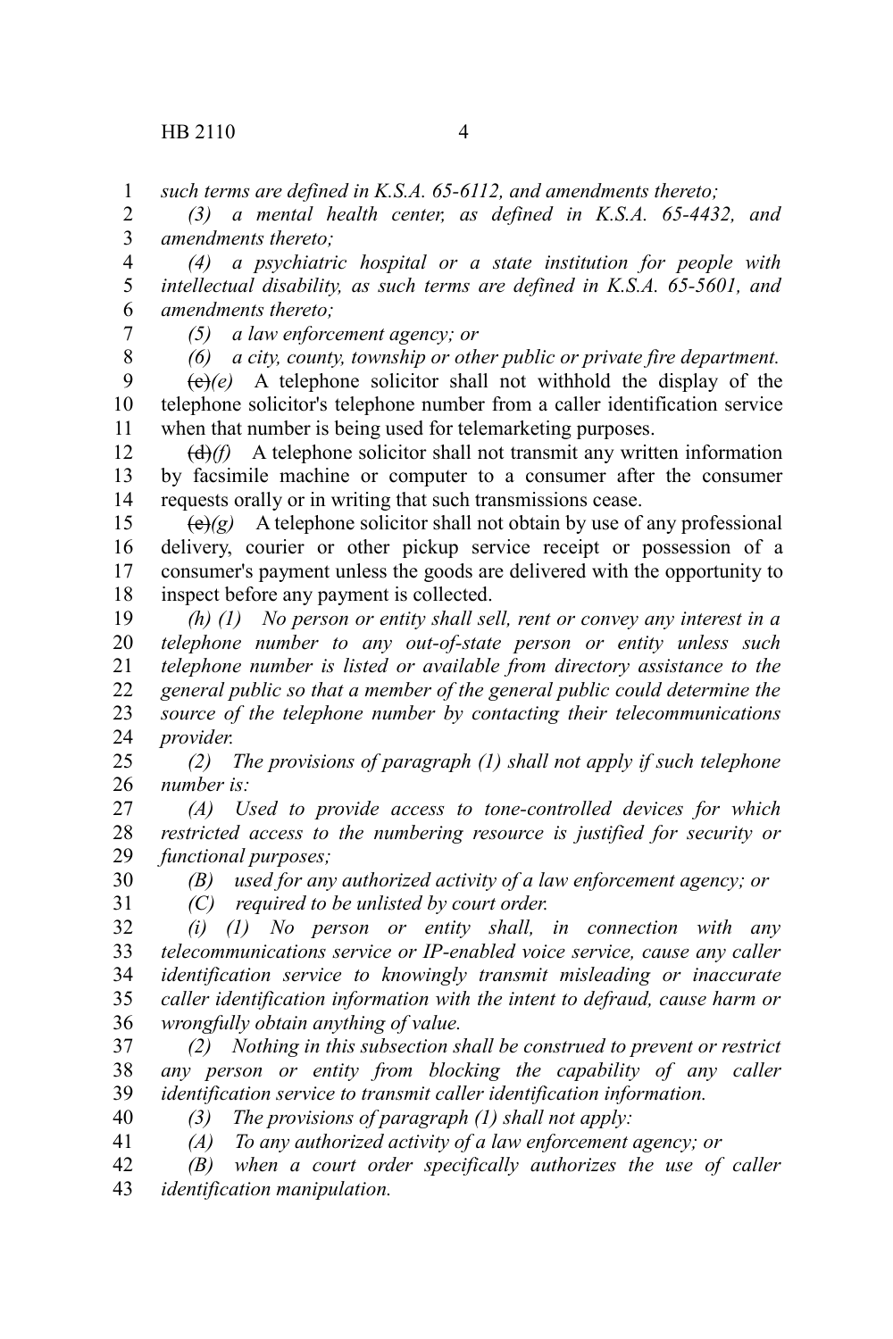*such terms are defined in K.S.A. 65-6112, and amendments thereto;*

*(3) a mental health center, as defined in K.S.A. 65-4432, and amendments thereto;*

*(4) a psychiatric hospital or a state institution for people with intellectual disability, as such terms are defined in K.S.A. 65-5601, and amendments thereto;*

*(5) a law enforcement agency; or*

*(6) a city, county, township or other public or private fire department.*

~~(c)~~*(e)* A telephone solicitor shall not withhold the display of the telephone solicitor's telephone number from a caller identification service when that number is being used for telemarketing purposes.

~~(d)~~*(f)* A telephone solicitor shall not transmit any written information by facsimile machine or computer to a consumer after the consumer requests orally or in writing that such transmissions cease.

~~(e)~~*(g)* A telephone solicitor shall not obtain by use of any professional delivery, courier or other pickup service receipt or possession of a consumer's payment unless the goods are delivered with the opportunity to inspect before any payment is collected.

*(h) (1) No person or entity shall sell, rent or convey any interest in a telephone number to any out-of-state person or entity unless such telephone number is listed or available from directory assistance to the general public so that a member of the general public could determine the source of the telephone number by contacting their telecommunications provider.*

*(2) The provisions of paragraph (1) shall not apply if such telephone number is:*

*(A) Used to provide access to tone-controlled devices for which restricted access to the numbering resource is justified for security or functional purposes;*

*(B) used for any authorized activity of a law enforcement agency; or*

*(C) required to be unlisted by court order.*

*(i) (1) No person or entity shall, in connection with any telecommunications service or IP-enabled voice service, cause any caller identification service to knowingly transmit misleading or inaccurate caller identification information with the intent to defraud, cause harm or wrongfully obtain anything of value.*

*(2) Nothing in this subsection shall be construed to prevent or restrict any person or entity from blocking the capability of any caller identification service to transmit caller identification information.*

*(3) The provisions of paragraph (1) shall not apply:*

*(A) To any authorized activity of a law enforcement agency; or*

*(B) when a court order specifically authorizes the use of caller identification manipulation.*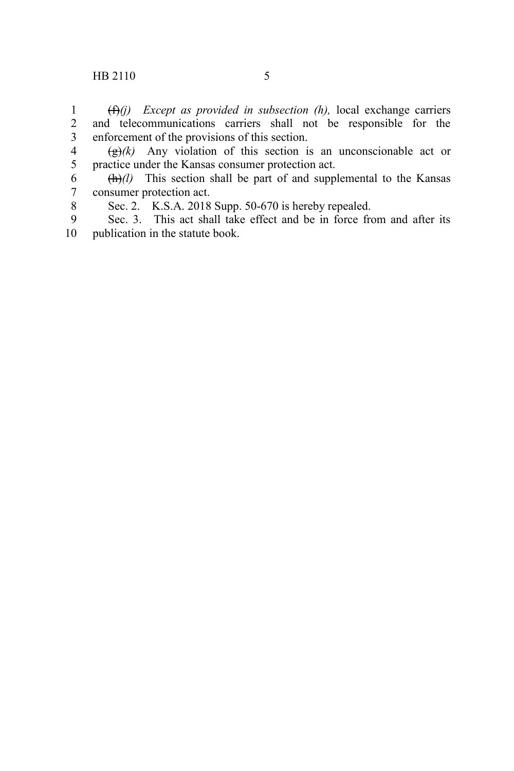~~(f)~~*(j) Except as provided in subsection (h),* local exchange carriers and telecommunications carriers shall not be responsible for the enforcement of the provisions of this section.

~~(g)~~*(k)* Any violation of this section is an unconscionable act or practice under the Kansas consumer protection act.

~~(h)~~*(l)* This section shall be part of and supplemental to the Kansas consumer protection act.

Sec. 2. K.S.A. 2018 Supp. 50-670 is hereby repealed.

Sec. 3. This act shall take effect and be in force from and after its publication in the statute book.